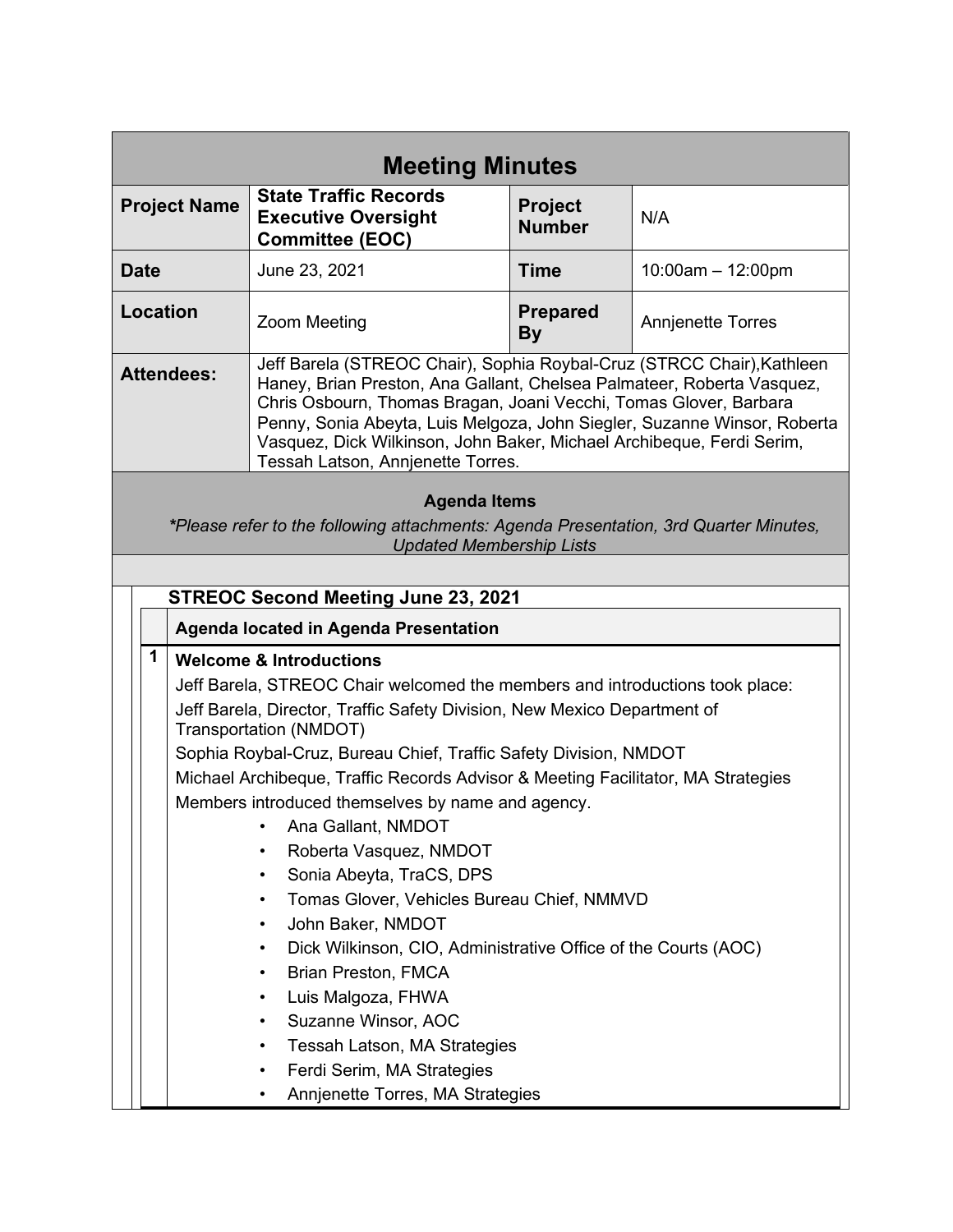# Meeting Minutes

| **Project Name** | **State Traffic Records Executive Oversight Committee (EOC)** | **Project Number** | N/A |
|---|---|---|---|
| **Date** | June 23, 2021 | **Time** | 10:00am – 12:00pm |
| **Location** | Zoom Meeting | **Prepared By** | Annjenette Torres |
| **Attendees:** | Jeff Barela (STREOC Chair), Sophia Roybal-Cruz (STRCC Chair),Kathleen Haney, Brian Preston, Ana Gallant, Chelsea Palmateer, Roberta Vasquez, Chris Osbourn, Thomas Bragan, Joani Vecchi, Tomas Glover, Barbara Penny, Sonia Abeyta, Luis Melgoza, John Siegler, Suzanne Winsor, Roberta Vasquez, Dick Wilkinson, John Baker, Michael Archibeque, Ferdi Serim, Tessah Latson, Annjenette Torres. | | |

## Agenda Items

*\*Please refer to the following attachments: Agenda Presentation, 3rd Quarter Minutes, Updated Membership Lists*

### STREOC Second Meeting June 23, 2021

**Agenda located in Agenda Presentation**

**1 Welcome & Introductions**

Jeff Barela, STREOC Chair welcomed the members and introductions took place:

Jeff Barela, Director, Traffic Safety Division, New Mexico Department of Transportation (NMDOT)

Sophia Roybal-Cruz, Bureau Chief, Traffic Safety Division, NMDOT

Michael Archibeque, Traffic Records Advisor & Meeting Facilitator, MA Strategies

Members introduced themselves by name and agency.

- Ana Gallant, NMDOT
- Roberta Vasquez, NMDOT
- Sonia Abeyta, TraCS, DPS
- Tomas Glover, Vehicles Bureau Chief, NMMVD
- John Baker, NMDOT
- Dick Wilkinson, CIO, Administrative Office of the Courts (AOC)
- Brian Preston, FMCA
- Luis Malgoza, FHWA
- Suzanne Winsor, AOC
- Tessah Latson, MA Strategies
- Ferdi Serim, MA Strategies
- Annjenette Torres, MA Strategies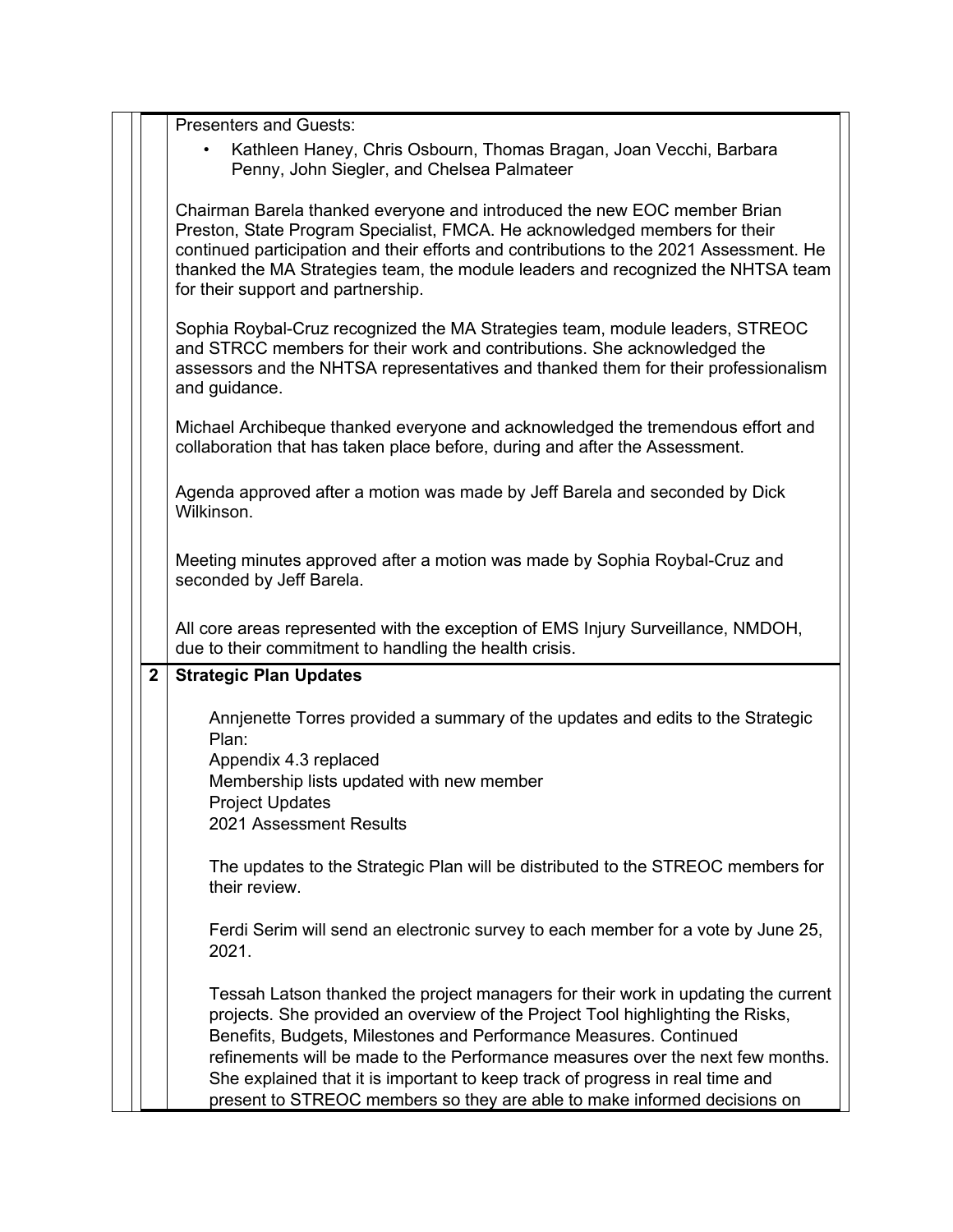Presenters and Guests:

- Kathleen Haney, Chris Osbourn, Thomas Bragan, Joan Vecchi, Barbara Penny, John Siegler, and Chelsea Palmateer

Chairman Barela thanked everyone and introduced the new EOC member Brian Preston, State Program Specialist, FMCA. He acknowledged members for their continued participation and their efforts and contributions to the 2021 Assessment. He thanked the MA Strategies team, the module leaders and recognized the NHTSA team for their support and partnership.

Sophia Roybal-Cruz recognized the MA Strategies team, module leaders, STREOC and STRCC members for their work and contributions. She acknowledged the assessors and the NHTSA representatives and thanked them for their professionalism and guidance.

Michael Archibeque thanked everyone and acknowledged the tremendous effort and collaboration that has taken place before, during and after the Assessment.

Agenda approved after a motion was made by Jeff Barela and seconded by Dick Wilkinson.

Meeting minutes approved after a motion was made by Sophia Roybal-Cruz and seconded by Jeff Barela.

All core areas represented with the exception of EMS Injury Surveillance, NMDOH, due to their commitment to handling the health crisis.

## 2 Strategic Plan Updates

Annjenette Torres provided a summary of the updates and edits to the Strategic Plan:
Appendix 4.3 replaced
Membership lists updated with new member
Project Updates
2021 Assessment Results

The updates to the Strategic Plan will be distributed to the STREOC members for their review.

Ferdi Serim will send an electronic survey to each member for a vote by June 25, 2021.

Tessah Latson thanked the project managers for their work in updating the current projects. She provided an overview of the Project Tool highlighting the Risks, Benefits, Budgets, Milestones and Performance Measures. Continued refinements will be made to the Performance measures over the next few months. She explained that it is important to keep track of progress in real time and present to STREOC members so they are able to make informed decisions on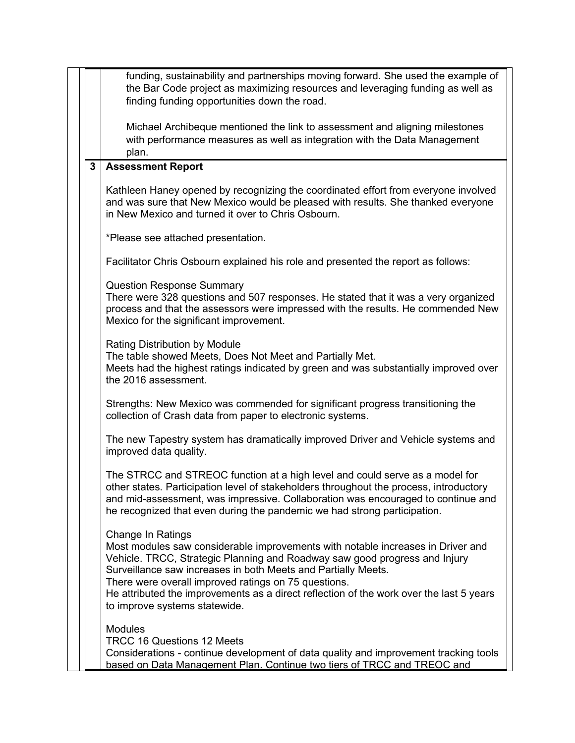funding, sustainability and partnerships moving forward. She used the example of the Bar Code project as maximizing resources and leveraging funding as well as finding funding opportunities down the road.

Michael Archibeque mentioned the link to assessment and aligning milestones with performance measures as well as integration with the Data Management plan.

**3 Assessment Report**

Kathleen Haney opened by recognizing the coordinated effort from everyone involved and was sure that New Mexico would be pleased with results. She thanked everyone in New Mexico and turned it over to Chris Osbourn.

*Please see attached presentation.

Facilitator Chris Osbourn explained his role and presented the report as follows:

Question Response Summary
There were 328 questions and 507 responses. He stated that it was a very organized process and that the assessors were impressed with the results. He commended New Mexico for the significant improvement.

Rating Distribution by Module
The table showed Meets, Does Not Meet and Partially Met.
Meets had the highest ratings indicated by green and was substantially improved over the 2016 assessment.

Strengths: New Mexico was commended for significant progress transitioning the collection of Crash data from paper to electronic systems.

The new Tapestry system has dramatically improved Driver and Vehicle systems and improved data quality.

The STRCC and STREOC function at a high level and could serve as a model for other states. Participation level of stakeholders throughout the process, introductory and mid-assessment, was impressive. Collaboration was encouraged to continue and he recognized that even during the pandemic we had strong participation.

Change In Ratings
Most modules saw considerable improvements with notable increases in Driver and Vehicle. TRCC, Strategic Planning and Roadway saw good progress and Injury Surveillance saw increases in both Meets and Partially Meets.
There were overall improved ratings on 75 questions.
He attributed the improvements as a direct reflection of the work over the last 5 years to improve systems statewide.

Modules
TRCC 16 Questions 12 Meets
Considerations - continue development of data quality and improvement tracking tools based on Data Management Plan. Continue two tiers of TRCC and TREOC and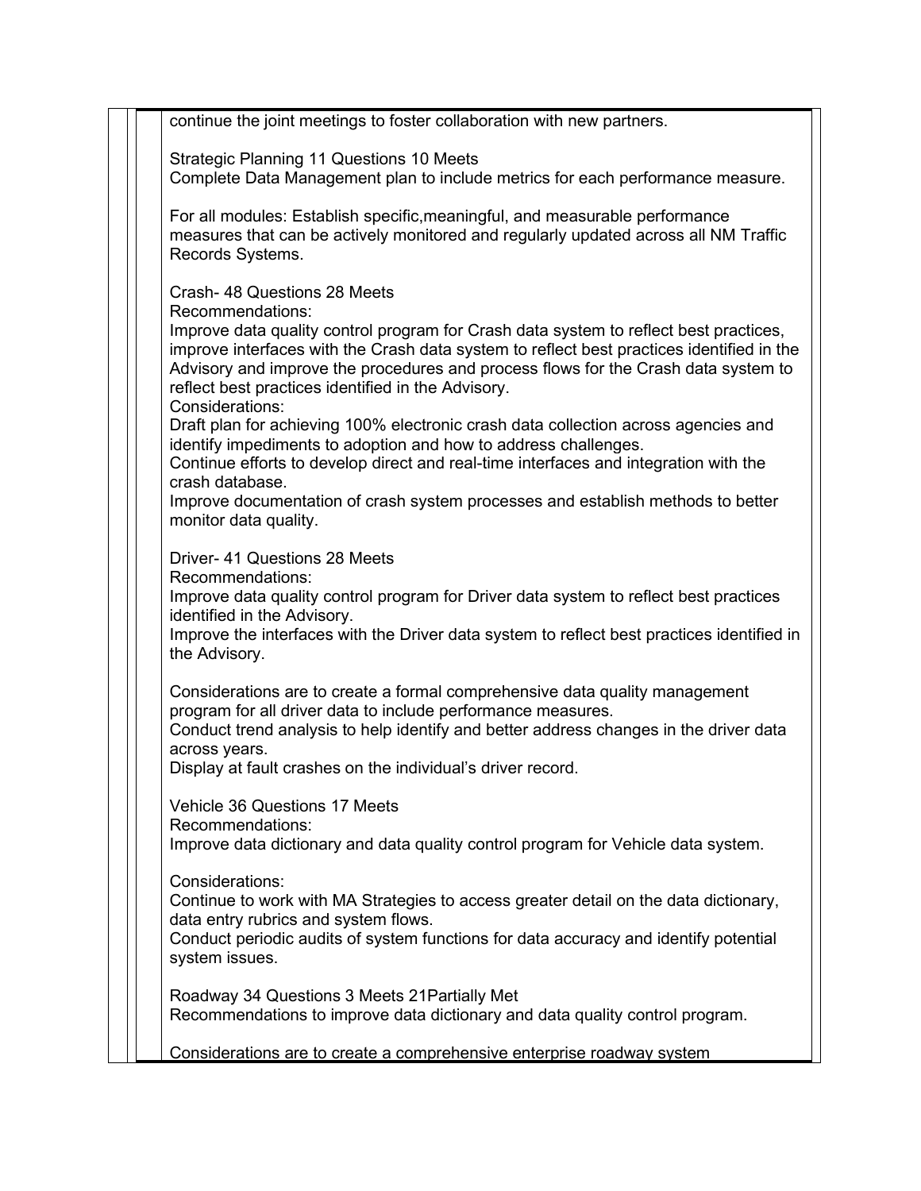continue the joint meetings to foster collaboration with new partners.

Strategic Planning 11 Questions 10 Meets
Complete Data Management plan to include metrics for each performance measure.

For all modules: Establish specific,meaningful, and measurable performance measures that can be actively monitored and regularly updated across all NM Traffic Records Systems.

Crash- 48 Questions 28 Meets
Recommendations:
Improve data quality control program for Crash data system to reflect best practices, improve interfaces with the Crash data system to reflect best practices identified in the Advisory and improve the procedures and process flows for the Crash data system to reflect best practices identified in the Advisory.
Considerations:
Draft plan for achieving 100% electronic crash data collection across agencies and identify impediments to adoption and how to address challenges.
Continue efforts to develop direct and real-time interfaces and integration with the crash database.
Improve documentation of crash system processes and establish methods to better monitor data quality.

Driver- 41 Questions 28 Meets
Recommendations:
Improve data quality control program for Driver data system to reflect best practices identified in the Advisory.
Improve the interfaces with the Driver data system to reflect best practices identified in the Advisory.

Considerations are to create a formal comprehensive data quality management program for all driver data to include performance measures.
Conduct trend analysis to help identify and better address changes in the driver data across years.
Display at fault crashes on the individual's driver record.

Vehicle 36 Questions 17 Meets
Recommendations:
Improve data dictionary and data quality control program for Vehicle data system.

Considerations:
Continue to work with MA Strategies to access greater detail on the data dictionary, data entry rubrics and system flows.
Conduct periodic audits of system functions for data accuracy and identify potential system issues.

Roadway 34 Questions 3 Meets 21Partially Met
Recommendations to improve data dictionary and data quality control program.

Considerations are to create a comprehensive enterprise roadway system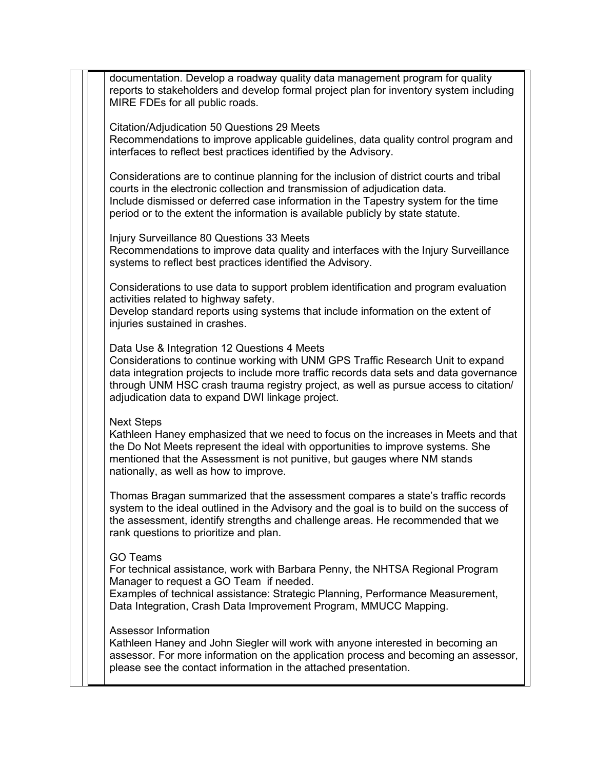documentation. Develop a roadway quality data management program for quality reports to stakeholders and develop formal project plan for inventory system including MIRE FDEs for all public roads.

Citation/Adjudication 50 Questions 29 Meets
Recommendations to improve applicable guidelines, data quality control program and interfaces to reflect best practices identified by the Advisory.

Considerations are to continue planning for the inclusion of district courts and tribal courts in the electronic collection and transmission of adjudication data.
Include dismissed or deferred case information in the Tapestry system for the time period or to the extent the information is available publicly by state statute.

Injury Surveillance 80 Questions 33 Meets
Recommendations to improve data quality and interfaces with the Injury Surveillance systems to reflect best practices identified the Advisory.

Considerations to use data to support problem identification and program evaluation activities related to highway safety.
Develop standard reports using systems that include information on the extent of injuries sustained in crashes.

Data Use & Integration 12 Questions 4 Meets
Considerations to continue working with UNM GPS Traffic Research Unit to expand data integration projects to include more traffic records data sets and data governance through UNM HSC crash trauma registry project, as well as pursue access to citation/ adjudication data to expand DWI linkage project.

Next Steps
Kathleen Haney emphasized that we need to focus on the increases in Meets and that the Do Not Meets represent the ideal with opportunities to improve systems. She mentioned that the Assessment is not punitive, but gauges where NM stands nationally, as well as how to improve.

Thomas Bragan summarized that the assessment compares a state's traffic records system to the ideal outlined in the Advisory and the goal is to build on the success of the assessment, identify strengths and challenge areas. He recommended that we rank questions to prioritize and plan.

GO Teams
For technical assistance, work with Barbara Penny, the NHTSA Regional Program Manager to request a GO Team if needed.
Examples of technical assistance: Strategic Planning, Performance Measurement, Data Integration, Crash Data Improvement Program, MMUCC Mapping.

Assessor Information
Kathleen Haney and John Siegler will work with anyone interested in becoming an assessor. For more information on the application process and becoming an assessor, please see the contact information in the attached presentation.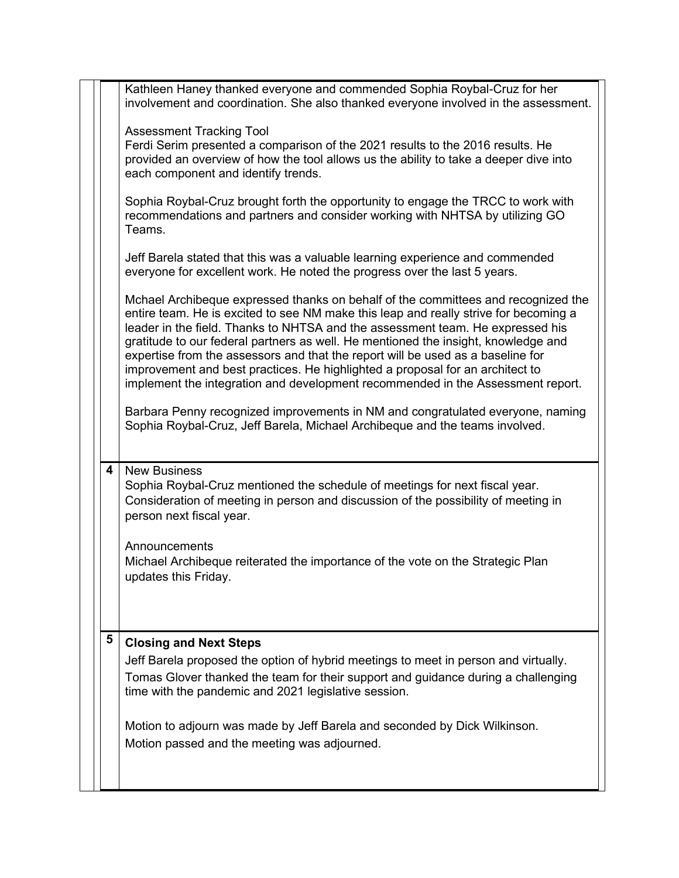| | |
|---|---|
| | Kathleen Haney thanked everyone and commended Sophia Roybal-Cruz for her involvement and coordination. She also thanked everyone involved in the assessment.<br><br>Assessment Tracking Tool<br>Ferdi Serim presented a comparison of the 2021 results to the 2016 results. He provided an overview of how the tool allows us the ability to take a deeper dive into each component and identify trends.<br><br>Sophia Roybal-Cruz brought forth the opportunity to engage the TRCC to work with recommendations and partners and consider working with NHTSA by utilizing GO Teams.<br><br>Jeff Barela stated that this was a valuable learning experience and commended everyone for excellent work. He noted the progress over the last 5 years.<br><br>Mchael Archibeque expressed thanks on behalf of the committees and recognized the entire team. He is excited to see NM make this leap and really strive for becoming a leader in the field. Thanks to NHTSA and the assessment team. He expressed his gratitude to our federal partners as well. He mentioned the insight, knowledge and expertise from the assessors and that the report will be used as a baseline for improvement and best practices. He highlighted a proposal for an architect to implement the integration and development recommended in the Assessment report.<br><br>Barbara Penny recognized improvements in NM and congratulated everyone, naming Sophia Roybal-Cruz, Jeff Barela, Michael Archibeque and the teams involved. |
| **4** | New Business<br>Sophia Roybal-Cruz mentioned the schedule of meetings for next fiscal year. Consideration of meeting in person and discussion of the possibility of meeting in person next fiscal year.<br><br>Announcements<br>Michael Archibeque reiterated the importance of the vote on the Strategic Plan updates this Friday. |
| **5** | **Closing and Next Steps**<br>Jeff Barela proposed the option of hybrid meetings to meet in person and virtually.<br>Tomas Glover thanked the team for their support and guidance during a challenging time with the pandemic and 2021 legislative session.<br><br>Motion to adjourn was made by Jeff Barela and seconded by Dick Wilkinson.<br>Motion passed and the meeting was adjourned. |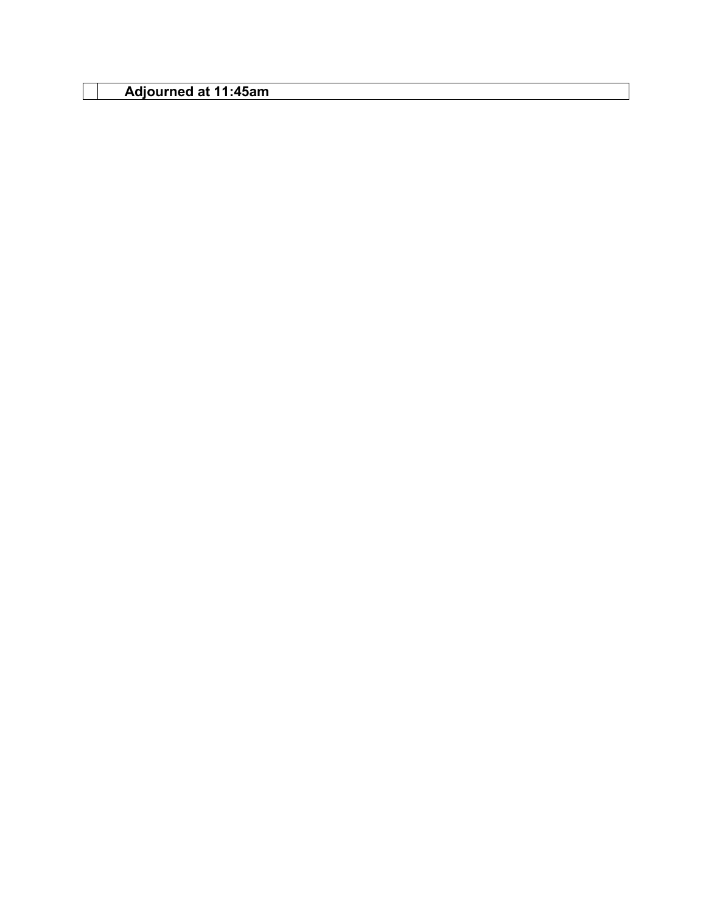| | |
|---|---|
| | **Adjourned at 11:45am** |